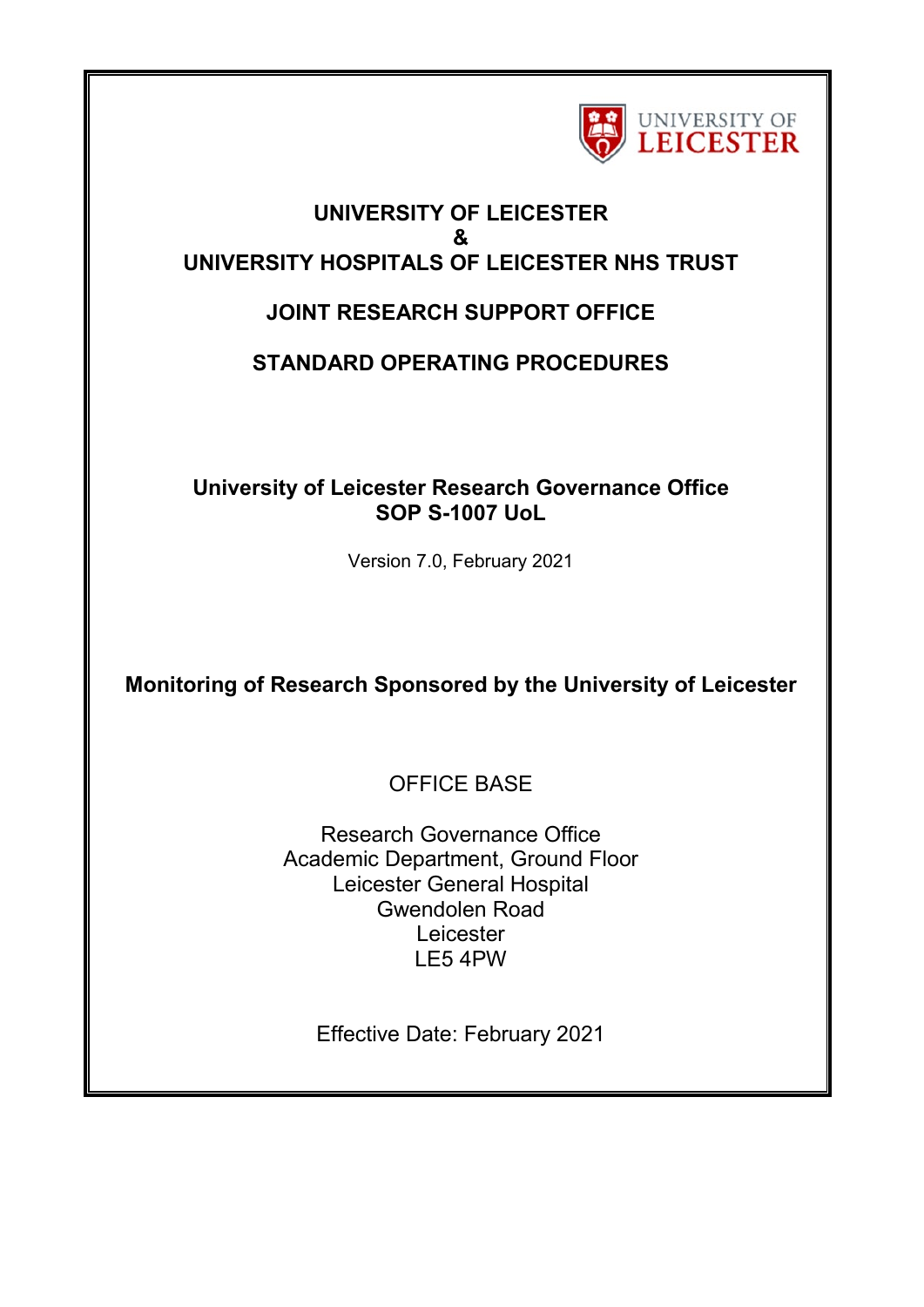UNIVERSITY OF LEICESTER

# UNIVERSITY OF LEICESTER
# &
# UNIVERSITY HOSPITALS OF LEICESTER NHS TRUST

## JOINT RESEARCH SUPPORT OFFICE

## STANDARD OPERATING PROCEDURES

**University of Leicester Research Governance Office**
**SOP S-1007 UoL**

Version 7.0, February 2021

## Monitoring of Research Sponsored by the University of Leicester

OFFICE BASE

Research Governance Office
Academic Department, Ground Floor
Leicester General Hospital
Gwendolen Road
Leicester
LE5 4PW

Effective Date: February 2021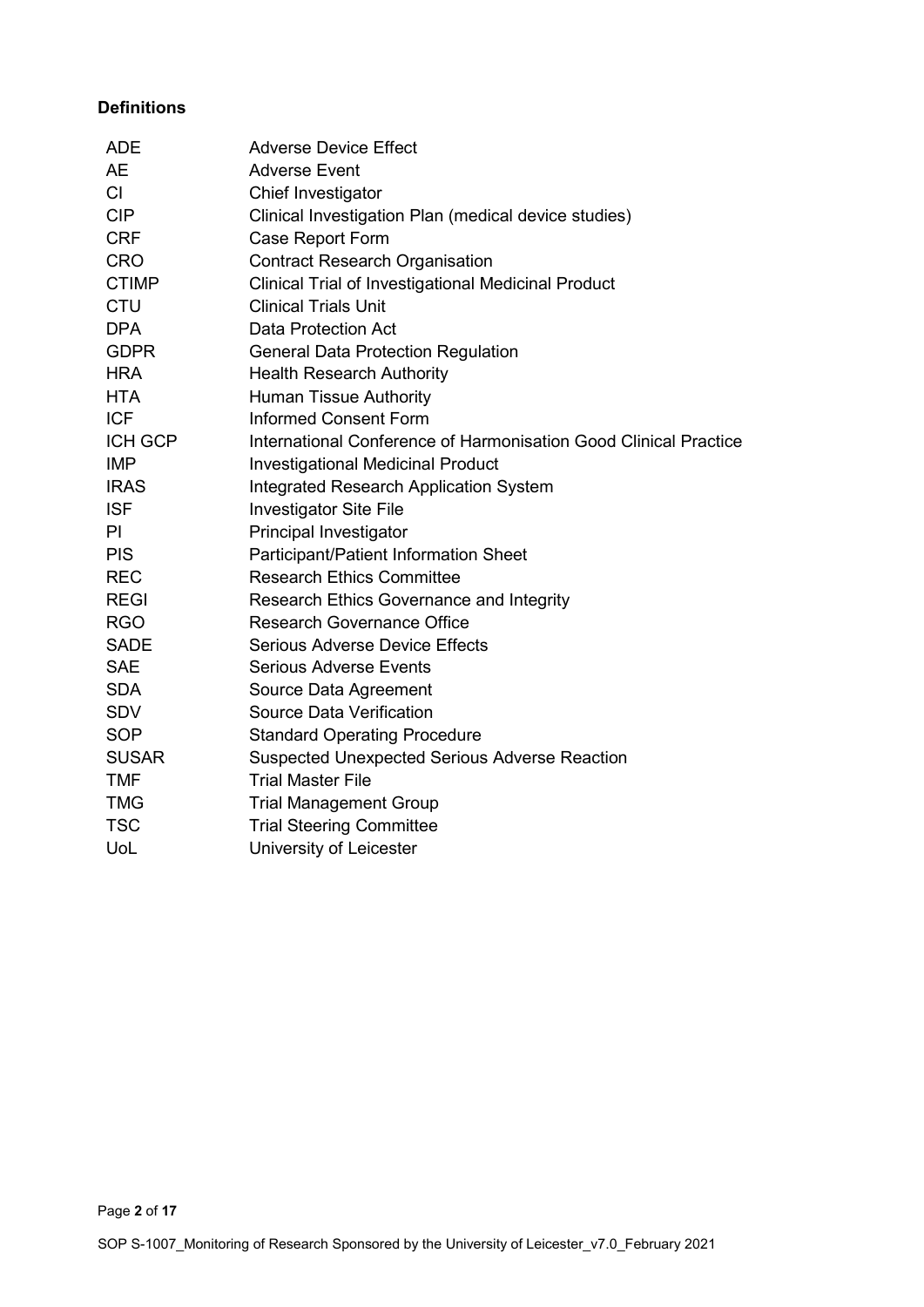**Definitions**

| | |
|---|---|
| ADE | Adverse Device Effect |
| AE | Adverse Event |
| CI | Chief Investigator |
| CIP | Clinical Investigation Plan (medical device studies) |
| CRF | Case Report Form |
| CRO | Contract Research Organisation |
| CTIMP | Clinical Trial of Investigational Medicinal Product |
| CTU | Clinical Trials Unit |
| DPA | Data Protection Act |
| GDPR | General Data Protection Regulation |
| HRA | Health Research Authority |
| HTA | Human Tissue Authority |
| ICF | Informed Consent Form |
| ICH GCP | International Conference of Harmonisation Good Clinical Practice |
| IMP | Investigational Medicinal Product |
| IRAS | Integrated Research Application System |
| ISF | Investigator Site File |
| PI | Principal Investigator |
| PIS | Participant/Patient Information Sheet |
| REC | Research Ethics Committee |
| REGI | Research Ethics Governance and Integrity |
| RGO | Research Governance Office |
| SADE | Serious Adverse Device Effects |
| SAE | Serious Adverse Events |
| SDA | Source Data Agreement |
| SDV | Source Data Verification |
| SOP | Standard Operating Procedure |
| SUSAR | Suspected Unexpected Serious Adverse Reaction |
| TMF | Trial Master File |
| TMG | Trial Management Group |
| TSC | Trial Steering Committee |
| UoL | University of Leicester |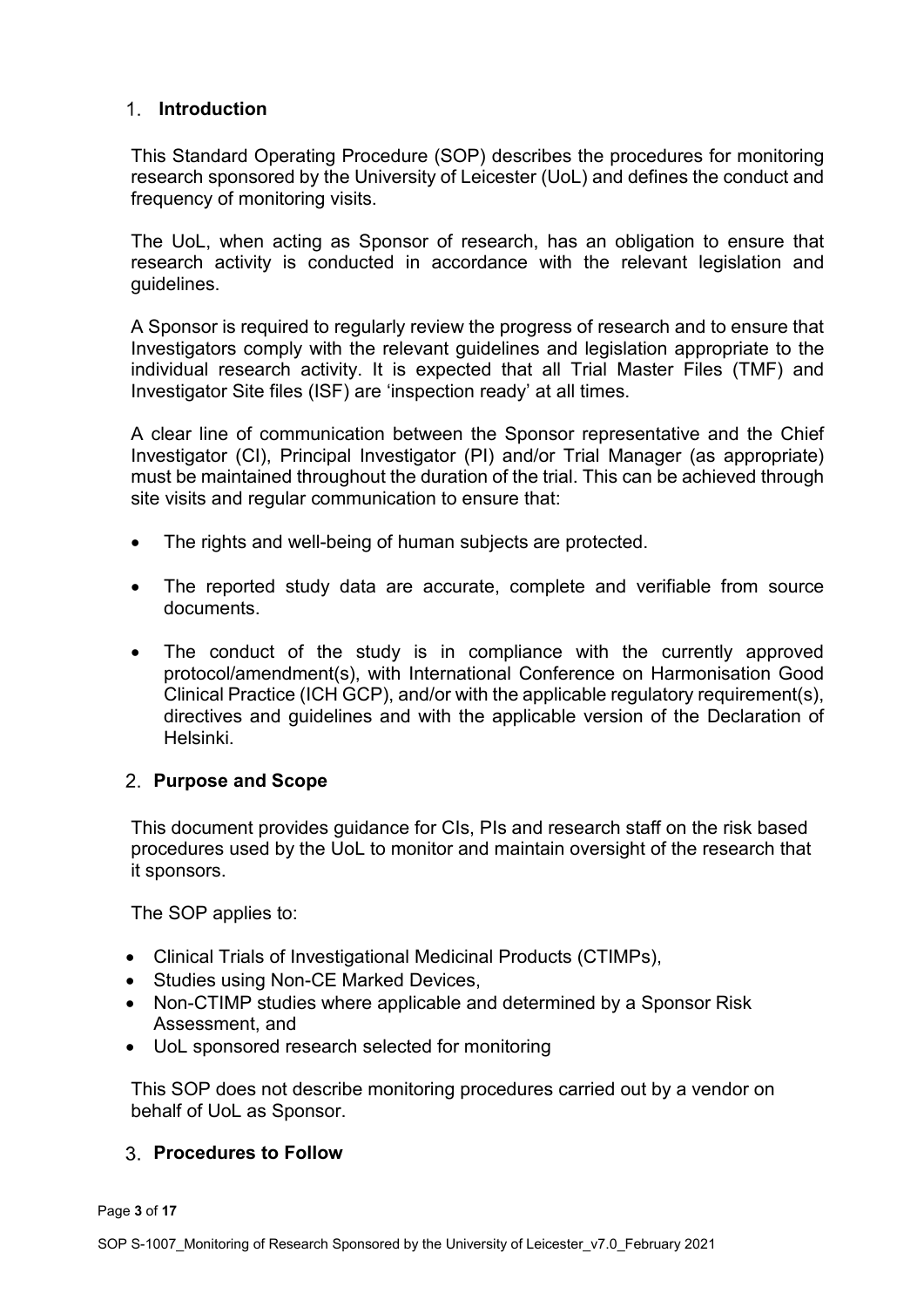## 1. Introduction

This Standard Operating Procedure (SOP) describes the procedures for monitoring research sponsored by the University of Leicester (UoL) and defines the conduct and frequency of monitoring visits.

The UoL, when acting as Sponsor of research, has an obligation to ensure that research activity is conducted in accordance with the relevant legislation and guidelines.

A Sponsor is required to regularly review the progress of research and to ensure that Investigators comply with the relevant guidelines and legislation appropriate to the individual research activity. It is expected that all Trial Master Files (TMF) and Investigator Site files (ISF) are 'inspection ready' at all times.

A clear line of communication between the Sponsor representative and the Chief Investigator (CI), Principal Investigator (PI) and/or Trial Manager (as appropriate) must be maintained throughout the duration of the trial. This can be achieved through site visits and regular communication to ensure that:

- The rights and well-being of human subjects are protected.
- The reported study data are accurate, complete and verifiable from source documents.
- The conduct of the study is in compliance with the currently approved protocol/amendment(s), with International Conference on Harmonisation Good Clinical Practice (ICH GCP), and/or with the applicable regulatory requirement(s), directives and guidelines and with the applicable version of the Declaration of Helsinki.

## 2. Purpose and Scope

This document provides guidance for CIs, PIs and research staff on the risk based procedures used by the UoL to monitor and maintain oversight of the research that it sponsors.

The SOP applies to:

- Clinical Trials of Investigational Medicinal Products (CTIMPs),
- Studies using Non-CE Marked Devices,
- Non-CTIMP studies where applicable and determined by a Sponsor Risk Assessment, and
- UoL sponsored research selected for monitoring

This SOP does not describe monitoring procedures carried out by a vendor on behalf of UoL as Sponsor.

## 3. Procedures to Follow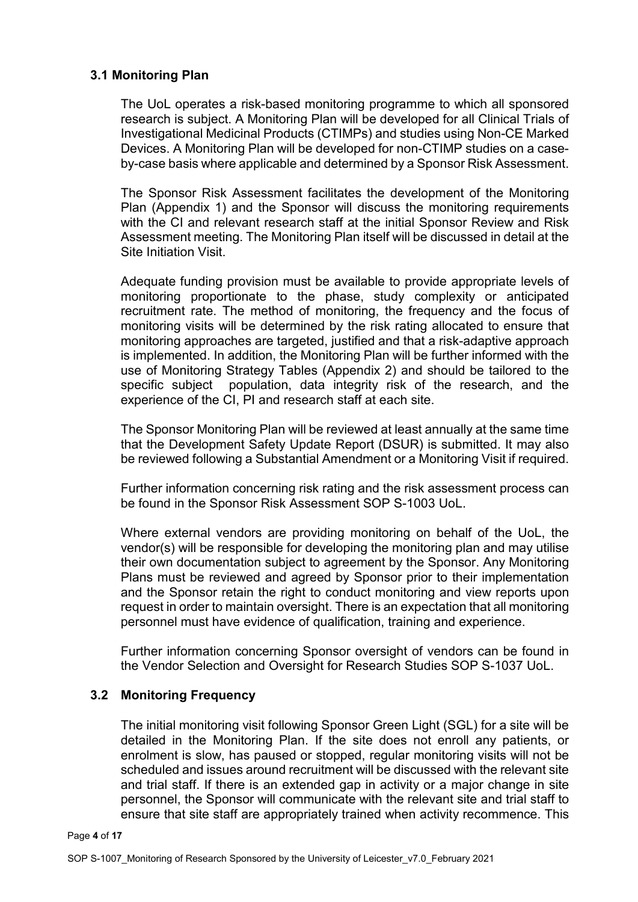### 3.1 Monitoring Plan

The UoL operates a risk-based monitoring programme to which all sponsored research is subject. A Monitoring Plan will be developed for all Clinical Trials of Investigational Medicinal Products (CTIMPs) and studies using Non-CE Marked Devices. A Monitoring Plan will be developed for non-CTIMP studies on a case-by-case basis where applicable and determined by a Sponsor Risk Assessment.

The Sponsor Risk Assessment facilitates the development of the Monitoring Plan (Appendix 1) and the Sponsor will discuss the monitoring requirements with the CI and relevant research staff at the initial Sponsor Review and Risk Assessment meeting. The Monitoring Plan itself will be discussed in detail at the Site Initiation Visit.

Adequate funding provision must be available to provide appropriate levels of monitoring proportionate to the phase, study complexity or anticipated recruitment rate. The method of monitoring, the frequency and the focus of monitoring visits will be determined by the risk rating allocated to ensure that monitoring approaches are targeted, justified and that a risk-adaptive approach is implemented. In addition, the Monitoring Plan will be further informed with the use of Monitoring Strategy Tables (Appendix 2) and should be tailored to the specific subject population, data integrity risk of the research, and the experience of the CI, PI and research staff at each site.

The Sponsor Monitoring Plan will be reviewed at least annually at the same time that the Development Safety Update Report (DSUR) is submitted. It may also be reviewed following a Substantial Amendment or a Monitoring Visit if required.

Further information concerning risk rating and the risk assessment process can be found in the Sponsor Risk Assessment SOP S-1003 UoL.

Where external vendors are providing monitoring on behalf of the UoL, the vendor(s) will be responsible for developing the monitoring plan and may utilise their own documentation subject to agreement by the Sponsor. Any Monitoring Plans must be reviewed and agreed by Sponsor prior to their implementation and the Sponsor retain the right to conduct monitoring and view reports upon request in order to maintain oversight. There is an expectation that all monitoring personnel must have evidence of qualification, training and experience.

Further information concerning Sponsor oversight of vendors can be found in the Vendor Selection and Oversight for Research Studies SOP S-1037 UoL.

### 3.2 Monitoring Frequency

The initial monitoring visit following Sponsor Green Light (SGL) for a site will be detailed in the Monitoring Plan. If the site does not enroll any patients, or enrolment is slow, has paused or stopped, regular monitoring visits will not be scheduled and issues around recruitment will be discussed with the relevant site and trial staff. If there is an extended gap in activity or a major change in site personnel, the Sponsor will communicate with the relevant site and trial staff to ensure that site staff are appropriately trained when activity recommence. This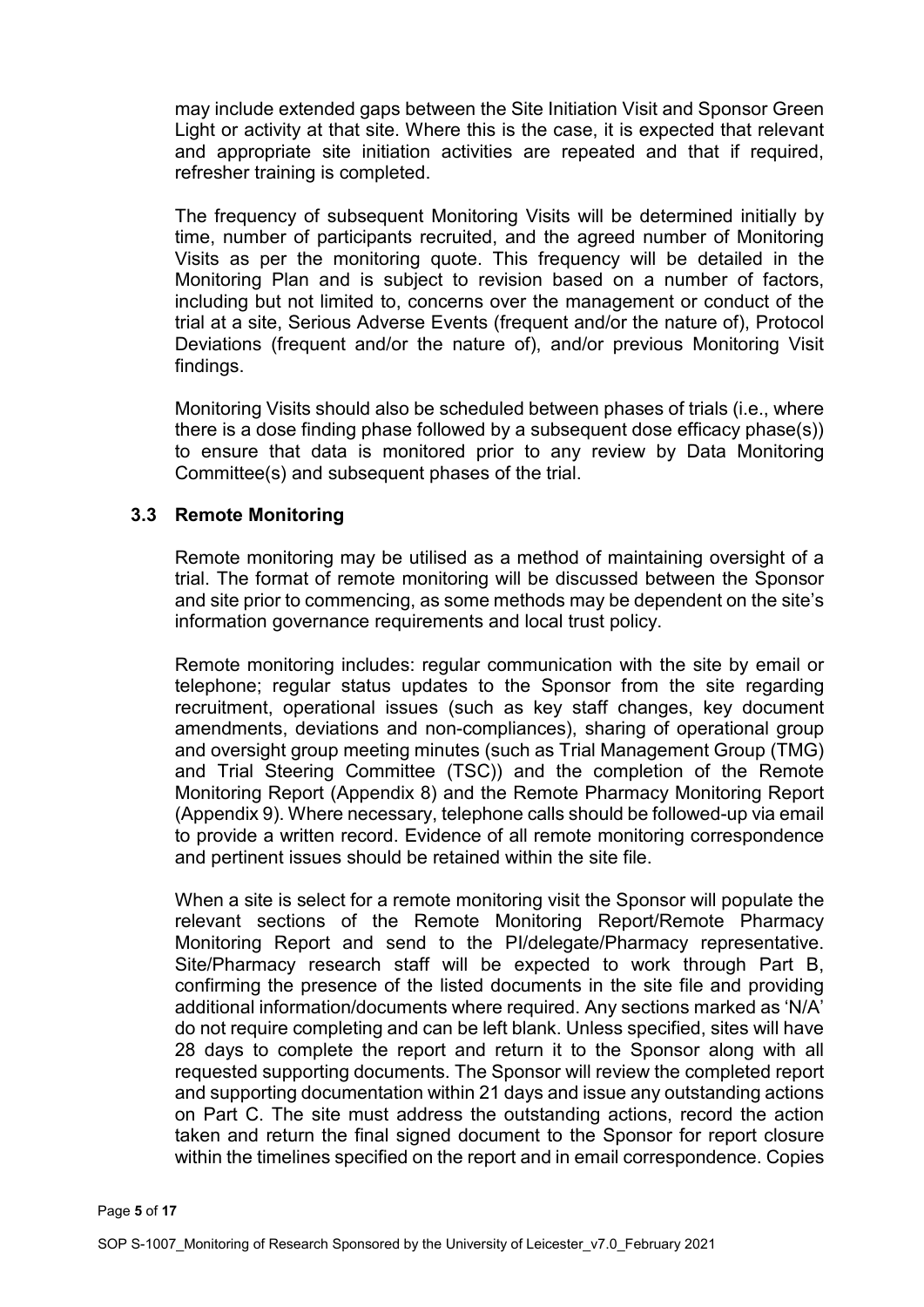may include extended gaps between the Site Initiation Visit and Sponsor Green Light or activity at that site. Where this is the case, it is expected that relevant and appropriate site initiation activities are repeated and that if required, refresher training is completed.

The frequency of subsequent Monitoring Visits will be determined initially by time, number of participants recruited, and the agreed number of Monitoring Visits as per the monitoring quote. This frequency will be detailed in the Monitoring Plan and is subject to revision based on a number of factors, including but not limited to, concerns over the management or conduct of the trial at a site, Serious Adverse Events (frequent and/or the nature of), Protocol Deviations (frequent and/or the nature of), and/or previous Monitoring Visit findings.

Monitoring Visits should also be scheduled between phases of trials (i.e., where there is a dose finding phase followed by a subsequent dose efficacy phase(s)) to ensure that data is monitored prior to any review by Data Monitoring Committee(s) and subsequent phases of the trial.

### 3.3 Remote Monitoring

Remote monitoring may be utilised as a method of maintaining oversight of a trial. The format of remote monitoring will be discussed between the Sponsor and site prior to commencing, as some methods may be dependent on the site's information governance requirements and local trust policy.

Remote monitoring includes: regular communication with the site by email or telephone; regular status updates to the Sponsor from the site regarding recruitment, operational issues (such as key staff changes, key document amendments, deviations and non-compliances), sharing of operational group and oversight group meeting minutes (such as Trial Management Group (TMG) and Trial Steering Committee (TSC)) and the completion of the Remote Monitoring Report (Appendix 8) and the Remote Pharmacy Monitoring Report (Appendix 9). Where necessary, telephone calls should be followed-up via email to provide a written record. Evidence of all remote monitoring correspondence and pertinent issues should be retained within the site file.

When a site is select for a remote monitoring visit the Sponsor will populate the relevant sections of the Remote Monitoring Report/Remote Pharmacy Monitoring Report and send to the PI/delegate/Pharmacy representative. Site/Pharmacy research staff will be expected to work through Part B, confirming the presence of the listed documents in the site file and providing additional information/documents where required. Any sections marked as 'N/A' do not require completing and can be left blank. Unless specified, sites will have 28 days to complete the report and return it to the Sponsor along with all requested supporting documents. The Sponsor will review the completed report and supporting documentation within 21 days and issue any outstanding actions on Part C. The site must address the outstanding actions, record the action taken and return the final signed document to the Sponsor for report closure within the timelines specified on the report and in email correspondence. Copies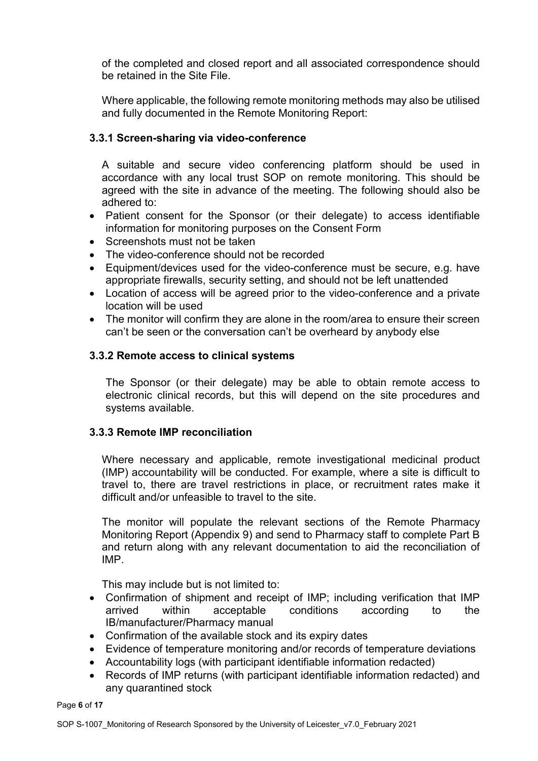of the completed and closed report and all associated correspondence should be retained in the Site File.

Where applicable, the following remote monitoring methods may also be utilised and fully documented in the Remote Monitoring Report:

### 3.3.1 Screen-sharing via video-conference

A suitable and secure video conferencing platform should be used in accordance with any local trust SOP on remote monitoring. This should be agreed with the site in advance of the meeting. The following should also be adhered to:

- Patient consent for the Sponsor (or their delegate) to access identifiable information for monitoring purposes on the Consent Form
- Screenshots must not be taken
- The video-conference should not be recorded
- Equipment/devices used for the video-conference must be secure, e.g. have appropriate firewalls, security setting, and should not be left unattended
- Location of access will be agreed prior to the video-conference and a private location will be used
- The monitor will confirm they are alone in the room/area to ensure their screen can't be seen or the conversation can't be overheard by anybody else

### 3.3.2 Remote access to clinical systems

The Sponsor (or their delegate) may be able to obtain remote access to electronic clinical records, but this will depend on the site procedures and systems available.

### 3.3.3 Remote IMP reconciliation

Where necessary and applicable, remote investigational medicinal product (IMP) accountability will be conducted. For example, where a site is difficult to travel to, there are travel restrictions in place, or recruitment rates make it difficult and/or unfeasible to travel to the site.

The monitor will populate the relevant sections of the Remote Pharmacy Monitoring Report (Appendix 9) and send to Pharmacy staff to complete Part B and return along with any relevant documentation to aid the reconciliation of IMP.

This may include but is not limited to:

- Confirmation of shipment and receipt of IMP; including verification that IMP arrived within acceptable conditions according to the IB/manufacturer/Pharmacy manual
- Confirmation of the available stock and its expiry dates
- Evidence of temperature monitoring and/or records of temperature deviations
- Accountability logs (with participant identifiable information redacted)
- Records of IMP returns (with participant identifiable information redacted) and any quarantined stock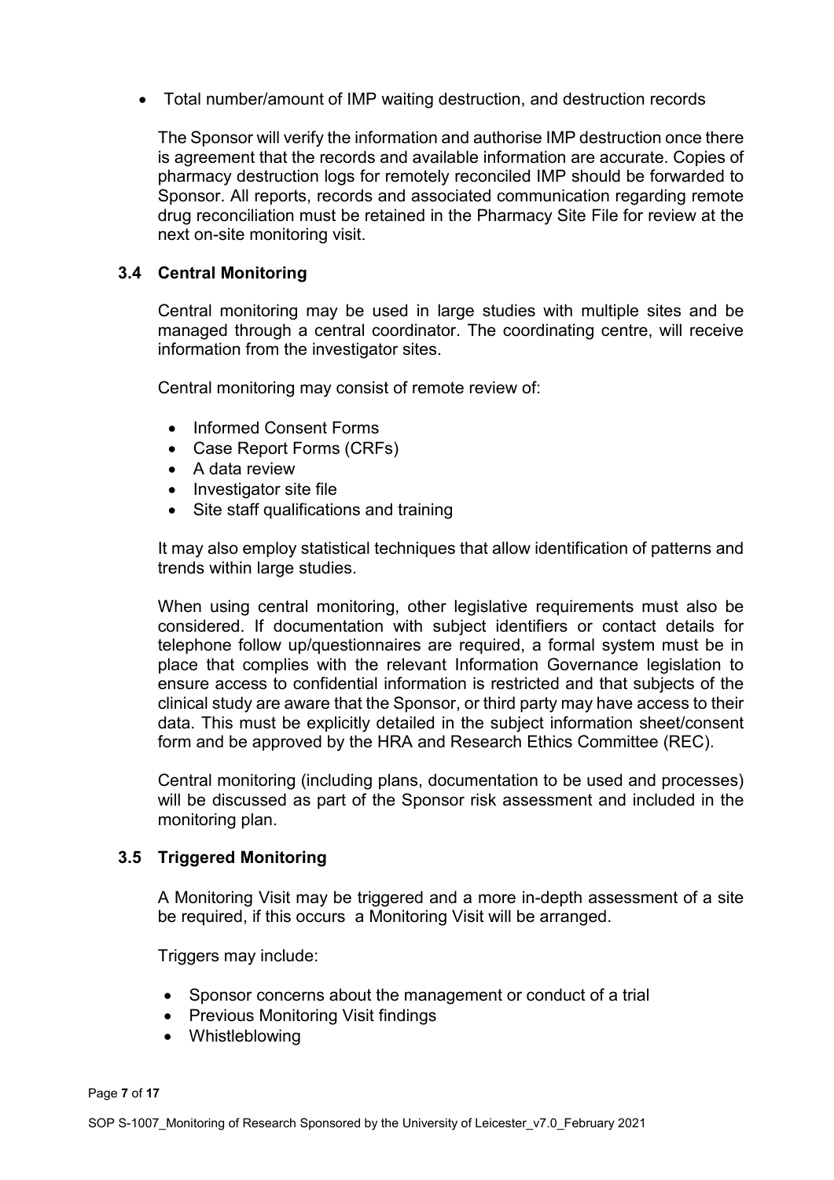- Total number/amount of IMP waiting destruction, and destruction records

The Sponsor will verify the information and authorise IMP destruction once there is agreement that the records and available information are accurate. Copies of pharmacy destruction logs for remotely reconciled IMP should be forwarded to Sponsor. All reports, records and associated communication regarding remote drug reconciliation must be retained in the Pharmacy Site File for review at the next on-site monitoring visit.

### 3.4 Central Monitoring

Central monitoring may be used in large studies with multiple sites and be managed through a central coordinator. The coordinating centre, will receive information from the investigator sites.

Central monitoring may consist of remote review of:

- Informed Consent Forms
- Case Report Forms (CRFs)
- A data review
- Investigator site file
- Site staff qualifications and training

It may also employ statistical techniques that allow identification of patterns and trends within large studies.

When using central monitoring, other legislative requirements must also be considered. If documentation with subject identifiers or contact details for telephone follow up/questionnaires are required, a formal system must be in place that complies with the relevant Information Governance legislation to ensure access to confidential information is restricted and that subjects of the clinical study are aware that the Sponsor, or third party may have access to their data. This must be explicitly detailed in the subject information sheet/consent form and be approved by the HRA and Research Ethics Committee (REC).

Central monitoring (including plans, documentation to be used and processes) will be discussed as part of the Sponsor risk assessment and included in the monitoring plan.

### 3.5 Triggered Monitoring

A Monitoring Visit may be triggered and a more in-depth assessment of a site be required, if this occurs a Monitoring Visit will be arranged.

Triggers may include:

- Sponsor concerns about the management or conduct of a trial
- Previous Monitoring Visit findings
- Whistleblowing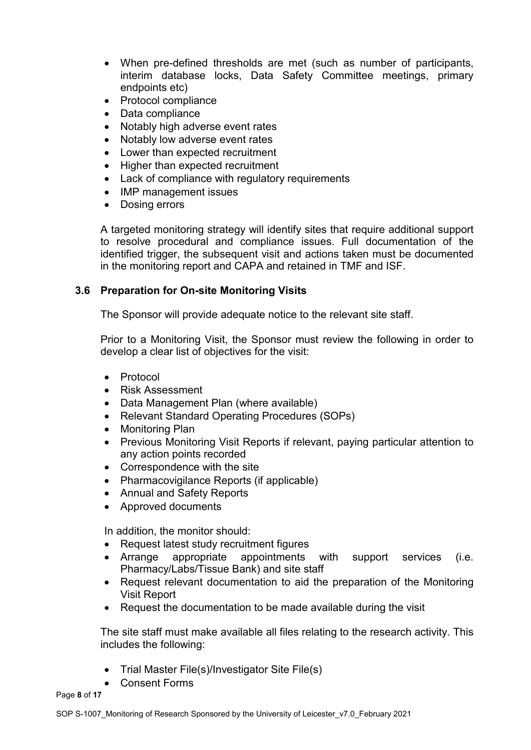- When pre-defined thresholds are met (such as number of participants, interim database locks, Data Safety Committee meetings, primary endpoints etc)
- Protocol compliance
- Data compliance
- Notably high adverse event rates
- Notably low adverse event rates
- Lower than expected recruitment
- Higher than expected recruitment
- Lack of compliance with regulatory requirements
- IMP management issues
- Dosing errors

A targeted monitoring strategy will identify sites that require additional support to resolve procedural and compliance issues. Full documentation of the identified trigger, the subsequent visit and actions taken must be documented in the monitoring report and CAPA and retained in TMF and ISF.

### 3.6 Preparation for On-site Monitoring Visits

The Sponsor will provide adequate notice to the relevant site staff.

Prior to a Monitoring Visit, the Sponsor must review the following in order to develop a clear list of objectives for the visit:

- Protocol
- Risk Assessment
- Data Management Plan (where available)
- Relevant Standard Operating Procedures (SOPs)
- Monitoring Plan
- Previous Monitoring Visit Reports if relevant, paying particular attention to any action points recorded
- Correspondence with the site
- Pharmacovigilance Reports (if applicable)
- Annual and Safety Reports
- Approved documents

In addition, the monitor should:

- Request latest study recruitment figures
- Arrange appropriate appointments with support services (i.e. Pharmacy/Labs/Tissue Bank) and site staff
- Request relevant documentation to aid the preparation of the Monitoring Visit Report
- Request the documentation to be made available during the visit

The site staff must make available all files relating to the research activity. This includes the following:

- Trial Master File(s)/Investigator Site File(s)
- Consent Forms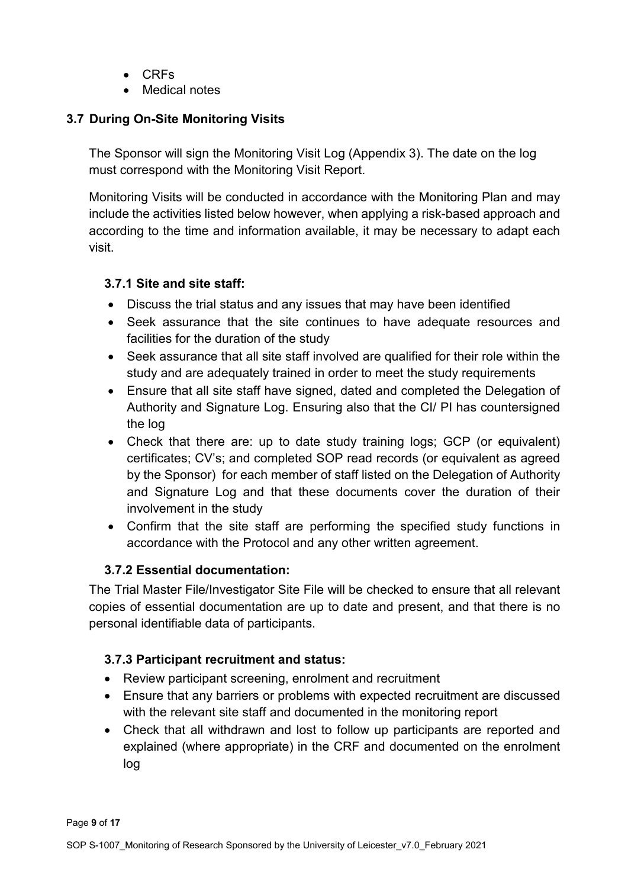- CRFs
- Medical notes

## 3.7 During On-Site Monitoring Visits

The Sponsor will sign the Monitoring Visit Log (Appendix 3). The date on the log must correspond with the Monitoring Visit Report.

Monitoring Visits will be conducted in accordance with the Monitoring Plan and may include the activities listed below however, when applying a risk-based approach and according to the time and information available, it may be necessary to adapt each visit.

### 3.7.1 Site and site staff:

- Discuss the trial status and any issues that may have been identified
- Seek assurance that the site continues to have adequate resources and facilities for the duration of the study
- Seek assurance that all site staff involved are qualified for their role within the study and are adequately trained in order to meet the study requirements
- Ensure that all site staff have signed, dated and completed the Delegation of Authority and Signature Log. Ensuring also that the CI/ PI has countersigned the log
- Check that there are: up to date study training logs; GCP (or equivalent) certificates; CV's; and completed SOP read records (or equivalent as agreed by the Sponsor) for each member of staff listed on the Delegation of Authority and Signature Log and that these documents cover the duration of their involvement in the study
- Confirm that the site staff are performing the specified study functions in accordance with the Protocol and any other written agreement.

### 3.7.2 Essential documentation:

The Trial Master File/Investigator Site File will be checked to ensure that all relevant copies of essential documentation are up to date and present, and that there is no personal identifiable data of participants.

### 3.7.3 Participant recruitment and status:

- Review participant screening, enrolment and recruitment
- Ensure that any barriers or problems with expected recruitment are discussed with the relevant site staff and documented in the monitoring report
- Check that all withdrawn and lost to follow up participants are reported and explained (where appropriate) in the CRF and documented on the enrolment log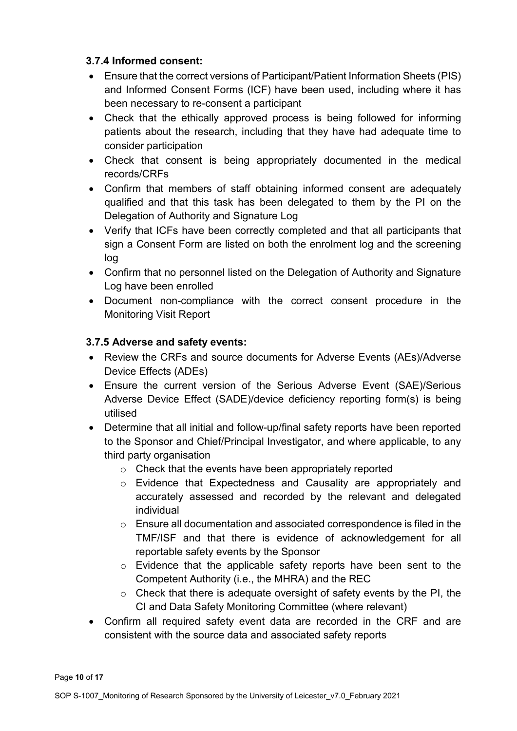### 3.7.4 Informed consent:

- Ensure that the correct versions of Participant/Patient Information Sheets (PIS) and Informed Consent Forms (ICF) have been used, including where it has been necessary to re-consent a participant
- Check that the ethically approved process is being followed for informing patients about the research, including that they have had adequate time to consider participation
- Check that consent is being appropriately documented in the medical records/CRFs
- Confirm that members of staff obtaining informed consent are adequately qualified and that this task has been delegated to them by the PI on the Delegation of Authority and Signature Log
- Verify that ICFs have been correctly completed and that all participants that sign a Consent Form are listed on both the enrolment log and the screening log
- Confirm that no personnel listed on the Delegation of Authority and Signature Log have been enrolled
- Document non-compliance with the correct consent procedure in the Monitoring Visit Report

### 3.7.5 Adverse and safety events:

- Review the CRFs and source documents for Adverse Events (AEs)/Adverse Device Effects (ADEs)
- Ensure the current version of the Serious Adverse Event (SAE)/Serious Adverse Device Effect (SADE)/device deficiency reporting form(s) is being utilised
- Determine that all initial and follow-up/final safety reports have been reported to the Sponsor and Chief/Principal Investigator, and where applicable, to any third party organisation
    - Check that the events have been appropriately reported
    - Evidence that Expectedness and Causality are appropriately and accurately assessed and recorded by the relevant and delegated individual
    - Ensure all documentation and associated correspondence is filed in the TMF/ISF and that there is evidence of acknowledgement for all reportable safety events by the Sponsor
    - Evidence that the applicable safety reports have been sent to the Competent Authority (i.e., the MHRA) and the REC
    - Check that there is adequate oversight of safety events by the PI, the CI and Data Safety Monitoring Committee (where relevant)
- Confirm all required safety event data are recorded in the CRF and are consistent with the source data and associated safety reports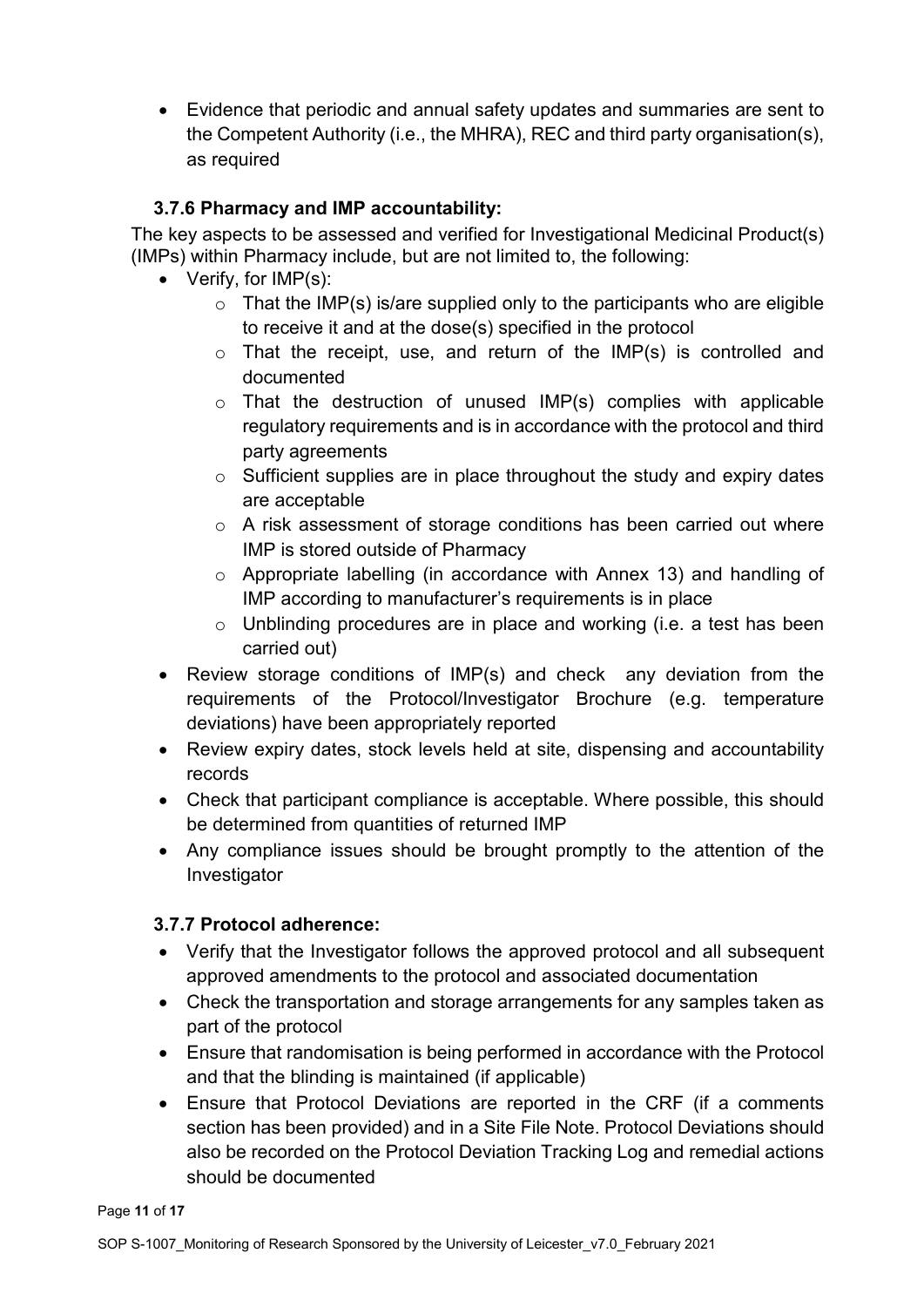- Evidence that periodic and annual safety updates and summaries are sent to the Competent Authority (i.e., the MHRA), REC and third party organisation(s), as required

### 3.7.6 Pharmacy and IMP accountability:

The key aspects to be assessed and verified for Investigational Medicinal Product(s) (IMPs) within Pharmacy include, but are not limited to, the following:

- Verify, for IMP(s):
  - That the IMP(s) is/are supplied only to the participants who are eligible to receive it and at the dose(s) specified in the protocol
  - That the receipt, use, and return of the IMP(s) is controlled and documented
  - That the destruction of unused IMP(s) complies with applicable regulatory requirements and is in accordance with the protocol and third party agreements
  - Sufficient supplies are in place throughout the study and expiry dates are acceptable
  - A risk assessment of storage conditions has been carried out where IMP is stored outside of Pharmacy
  - Appropriate labelling (in accordance with Annex 13) and handling of IMP according to manufacturer's requirements is in place
  - Unblinding procedures are in place and working (i.e. a test has been carried out)
- Review storage conditions of IMP(s) and check any deviation from the requirements of the Protocol/Investigator Brochure (e.g. temperature deviations) have been appropriately reported
- Review expiry dates, stock levels held at site, dispensing and accountability records
- Check that participant compliance is acceptable. Where possible, this should be determined from quantities of returned IMP
- Any compliance issues should be brought promptly to the attention of the Investigator

### 3.7.7 Protocol adherence:

- Verify that the Investigator follows the approved protocol and all subsequent approved amendments to the protocol and associated documentation
- Check the transportation and storage arrangements for any samples taken as part of the protocol
- Ensure that randomisation is being performed in accordance with the Protocol and that the blinding is maintained (if applicable)
- Ensure that Protocol Deviations are reported in the CRF (if a comments section has been provided) and in a Site File Note. Protocol Deviations should also be recorded on the Protocol Deviation Tracking Log and remedial actions should be documented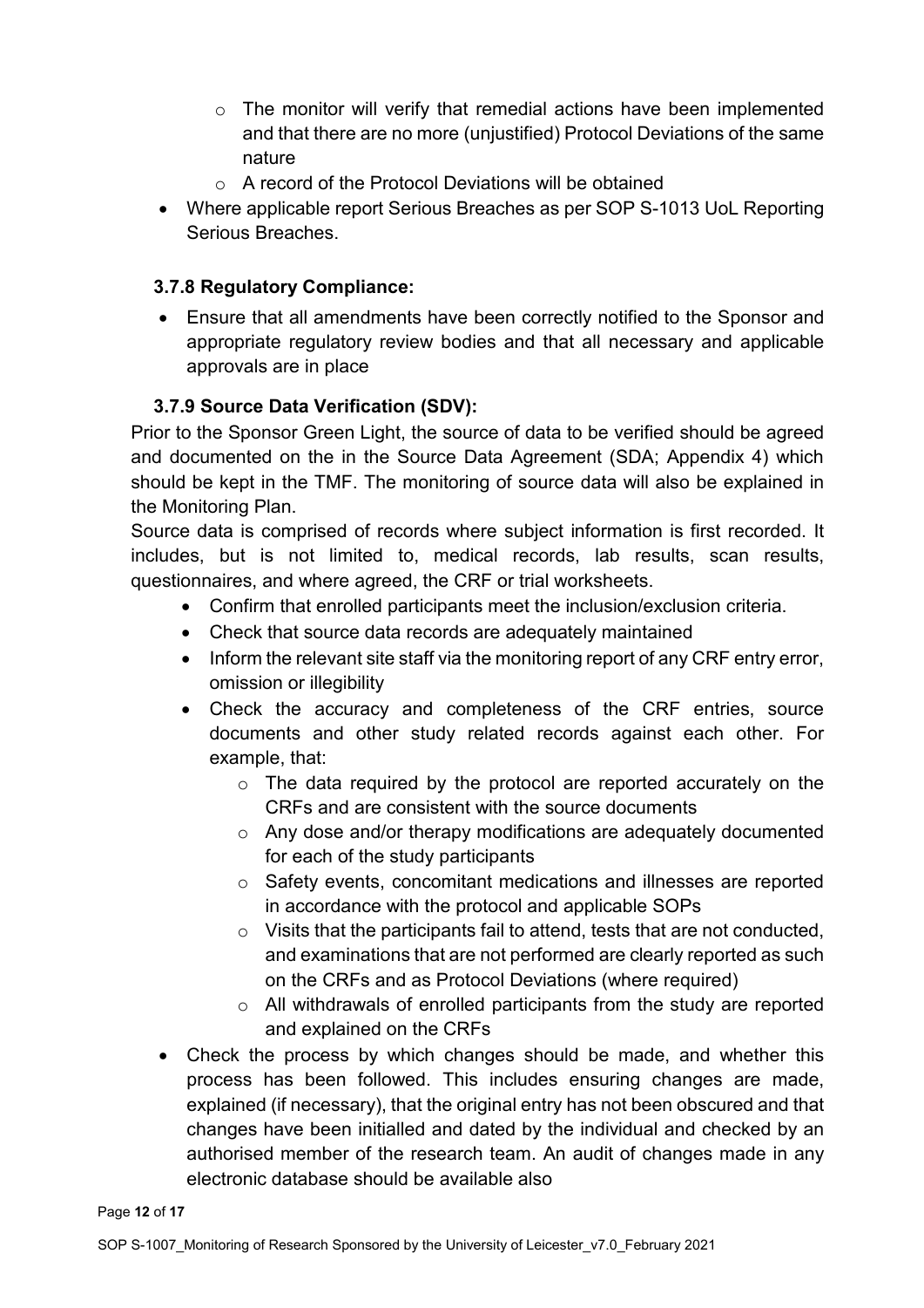- The monitor will verify that remedial actions have been implemented and that there are no more (unjustified) Protocol Deviations of the same nature
    - A record of the Protocol Deviations will be obtained
- Where applicable report Serious Breaches as per SOP S-1013 UoL Reporting Serious Breaches.

### 3.7.8 Regulatory Compliance:

- Ensure that all amendments have been correctly notified to the Sponsor and appropriate regulatory review bodies and that all necessary and applicable approvals are in place

### 3.7.9 Source Data Verification (SDV):

Prior to the Sponsor Green Light, the source of data to be verified should be agreed and documented on the in the Source Data Agreement (SDA; Appendix 4) which should be kept in the TMF. The monitoring of source data will also be explained in the Monitoring Plan.

Source data is comprised of records where subject information is first recorded. It includes, but is not limited to, medical records, lab results, scan results, questionnaires, and where agreed, the CRF or trial worksheets.

- Confirm that enrolled participants meet the inclusion/exclusion criteria.
- Check that source data records are adequately maintained
- Inform the relevant site staff via the monitoring report of any CRF entry error, omission or illegibility
- Check the accuracy and completeness of the CRF entries, source documents and other study related records against each other. For example, that:
    - The data required by the protocol are reported accurately on the CRFs and are consistent with the source documents
    - Any dose and/or therapy modifications are adequately documented for each of the study participants
    - Safety events, concomitant medications and illnesses are reported in accordance with the protocol and applicable SOPs
    - Visits that the participants fail to attend, tests that are not conducted, and examinations that are not performed are clearly reported as such on the CRFs and as Protocol Deviations (where required)
    - All withdrawals of enrolled participants from the study are reported and explained on the CRFs
- Check the process by which changes should be made, and whether this process has been followed. This includes ensuring changes are made, explained (if necessary), that the original entry has not been obscured and that changes have been initialled and dated by the individual and checked by an authorised member of the research team. An audit of changes made in any electronic database should be available also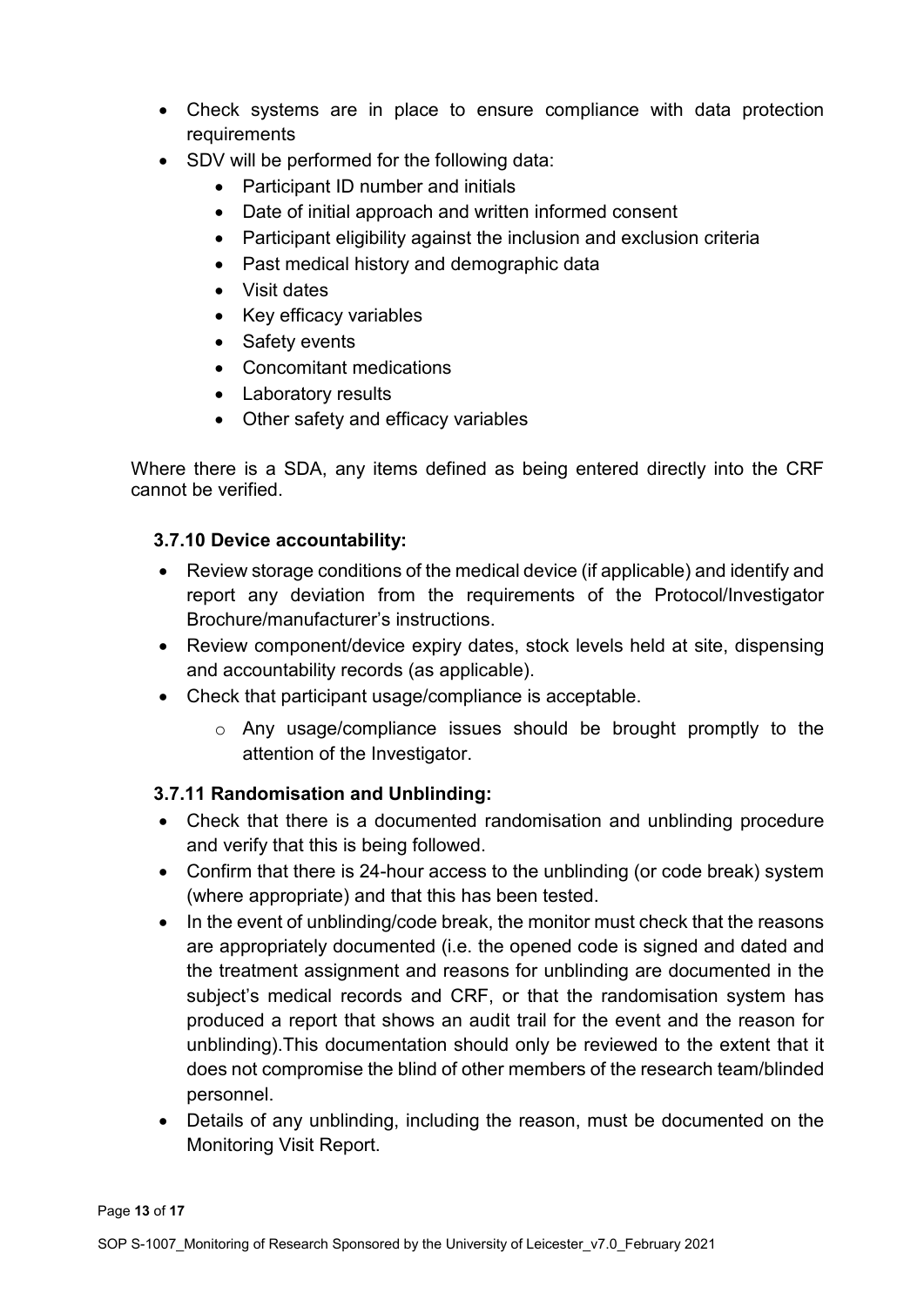- Check systems are in place to ensure compliance with data protection requirements
- SDV will be performed for the following data:
  - Participant ID number and initials
  - Date of initial approach and written informed consent
  - Participant eligibility against the inclusion and exclusion criteria
  - Past medical history and demographic data
  - Visit dates
  - Key efficacy variables
  - Safety events
  - Concomitant medications
  - Laboratory results
  - Other safety and efficacy variables

Where there is a SDA, any items defined as being entered directly into the CRF cannot be verified.

### 3.7.10 Device accountability:

- Review storage conditions of the medical device (if applicable) and identify and report any deviation from the requirements of the Protocol/Investigator Brochure/manufacturer's instructions.
- Review component/device expiry dates, stock levels held at site, dispensing and accountability records (as applicable).
- Check that participant usage/compliance is acceptable.
  - Any usage/compliance issues should be brought promptly to the attention of the Investigator.

### 3.7.11 Randomisation and Unblinding:

- Check that there is a documented randomisation and unblinding procedure and verify that this is being followed.
- Confirm that there is 24-hour access to the unblinding (or code break) system (where appropriate) and that this has been tested.
- In the event of unblinding/code break, the monitor must check that the reasons are appropriately documented (i.e. the opened code is signed and dated and the treatment assignment and reasons for unblinding are documented in the subject's medical records and CRF, or that the randomisation system has produced a report that shows an audit trail for the event and the reason for unblinding).This documentation should only be reviewed to the extent that it does not compromise the blind of other members of the research team/blinded personnel.
- Details of any unblinding, including the reason, must be documented on the Monitoring Visit Report.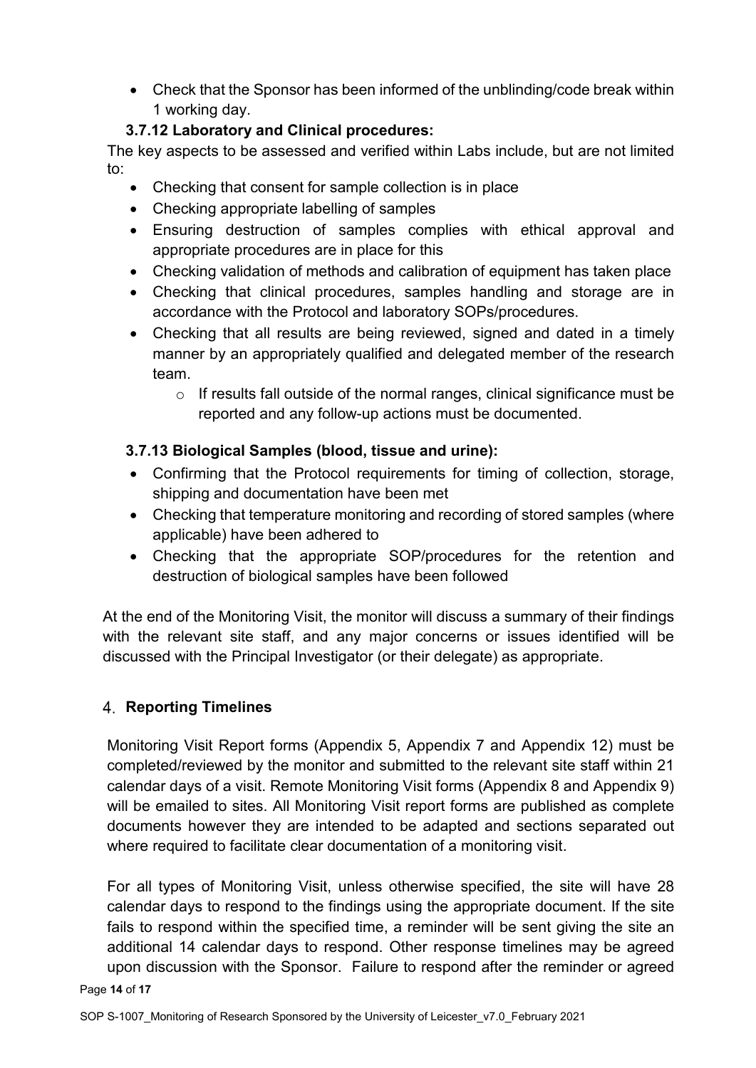- Check that the Sponsor has been informed of the unblinding/code break within 1 working day.

### 3.7.12 Laboratory and Clinical procedures:

The key aspects to be assessed and verified within Labs include, but are not limited to:

- Checking that consent for sample collection is in place
- Checking appropriate labelling of samples
- Ensuring destruction of samples complies with ethical approval and appropriate procedures are in place for this
- Checking validation of methods and calibration of equipment has taken place
- Checking that clinical procedures, samples handling and storage are in accordance with the Protocol and laboratory SOPs/procedures.
- Checking that all results are being reviewed, signed and dated in a timely manner by an appropriately qualified and delegated member of the research team.
    - If results fall outside of the normal ranges, clinical significance must be reported and any follow-up actions must be documented.

### 3.7.13 Biological Samples (blood, tissue and urine):

- Confirming that the Protocol requirements for timing of collection, storage, shipping and documentation have been met
- Checking that temperature monitoring and recording of stored samples (where applicable) have been adhered to
- Checking that the appropriate SOP/procedures for the retention and destruction of biological samples have been followed

At the end of the Monitoring Visit, the monitor will discuss a summary of their findings with the relevant site staff, and any major concerns or issues identified will be discussed with the Principal Investigator (or their delegate) as appropriate.

## 4. Reporting Timelines

Monitoring Visit Report forms (Appendix 5, Appendix 7 and Appendix 12) must be completed/reviewed by the monitor and submitted to the relevant site staff within 21 calendar days of a visit. Remote Monitoring Visit forms (Appendix 8 and Appendix 9) will be emailed to sites. All Monitoring Visit report forms are published as complete documents however they are intended to be adapted and sections separated out where required to facilitate clear documentation of a monitoring visit.

For all types of Monitoring Visit, unless otherwise specified, the site will have 28 calendar days to respond to the findings using the appropriate document. If the site fails to respond within the specified time, a reminder will be sent giving the site an additional 14 calendar days to respond. Other response timelines may be agreed upon discussion with the Sponsor. Failure to respond after the reminder or agreed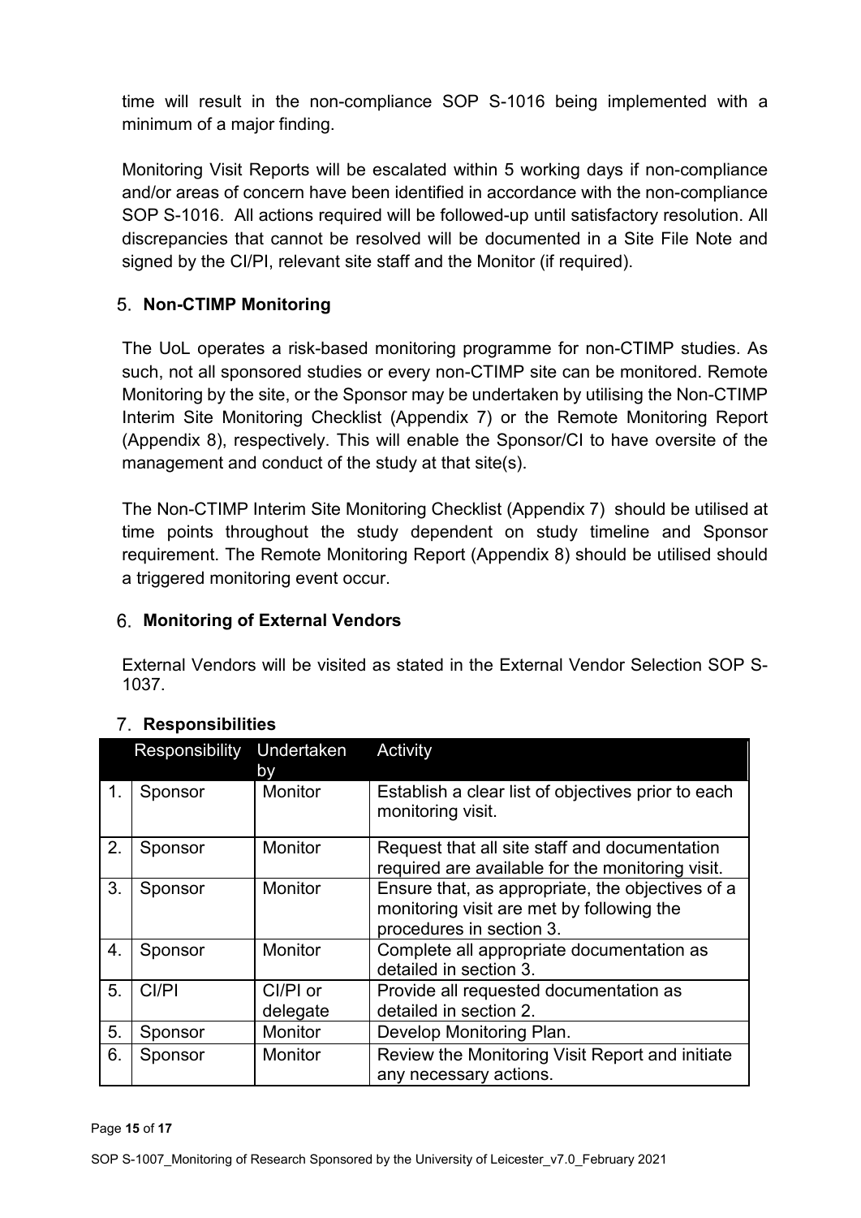time will result in the non-compliance SOP S-1016 being implemented with a minimum of a major finding.

Monitoring Visit Reports will be escalated within 5 working days if non-compliance and/or areas of concern have been identified in accordance with the non-compliance SOP S-1016. All actions required will be followed-up until satisfactory resolution. All discrepancies that cannot be resolved will be documented in a Site File Note and signed by the CI/PI, relevant site staff and the Monitor (if required).

## 5. Non-CTIMP Monitoring

The UoL operates a risk-based monitoring programme for non-CTIMP studies. As such, not all sponsored studies or every non-CTIMP site can be monitored. Remote Monitoring by the site, or the Sponsor may be undertaken by utilising the Non-CTIMP Interim Site Monitoring Checklist (Appendix 7) or the Remote Monitoring Report (Appendix 8), respectively. This will enable the Sponsor/CI to have oversite of the management and conduct of the study at that site(s).

The Non-CTIMP Interim Site Monitoring Checklist (Appendix 7) should be utilised at time points throughout the study dependent on study timeline and Sponsor requirement. The Remote Monitoring Report (Appendix 8) should be utilised should a triggered monitoring event occur.

## 6. Monitoring of External Vendors

External Vendors will be visited as stated in the External Vendor Selection SOP S-1037.

## 7. Responsibilities

| | Responsibility | Undertaken by | Activity |
|---|---|---|---|
| 1. | Sponsor | Monitor | Establish a clear list of objectives prior to each monitoring visit. |
| 2. | Sponsor | Monitor | Request that all site staff and documentation required are available for the monitoring visit. |
| 3. | Sponsor | Monitor | Ensure that, as appropriate, the objectives of a monitoring visit are met by following the procedures in section 3. |
| 4. | Sponsor | Monitor | Complete all appropriate documentation as detailed in section 3. |
| 5. | CI/PI | CI/PI or delegate | Provide all requested documentation as detailed in section 2. |
| 5. | Sponsor | Monitor | Develop Monitoring Plan. |
| 6. | Sponsor | Monitor | Review the Monitoring Visit Report and initiate any necessary actions. |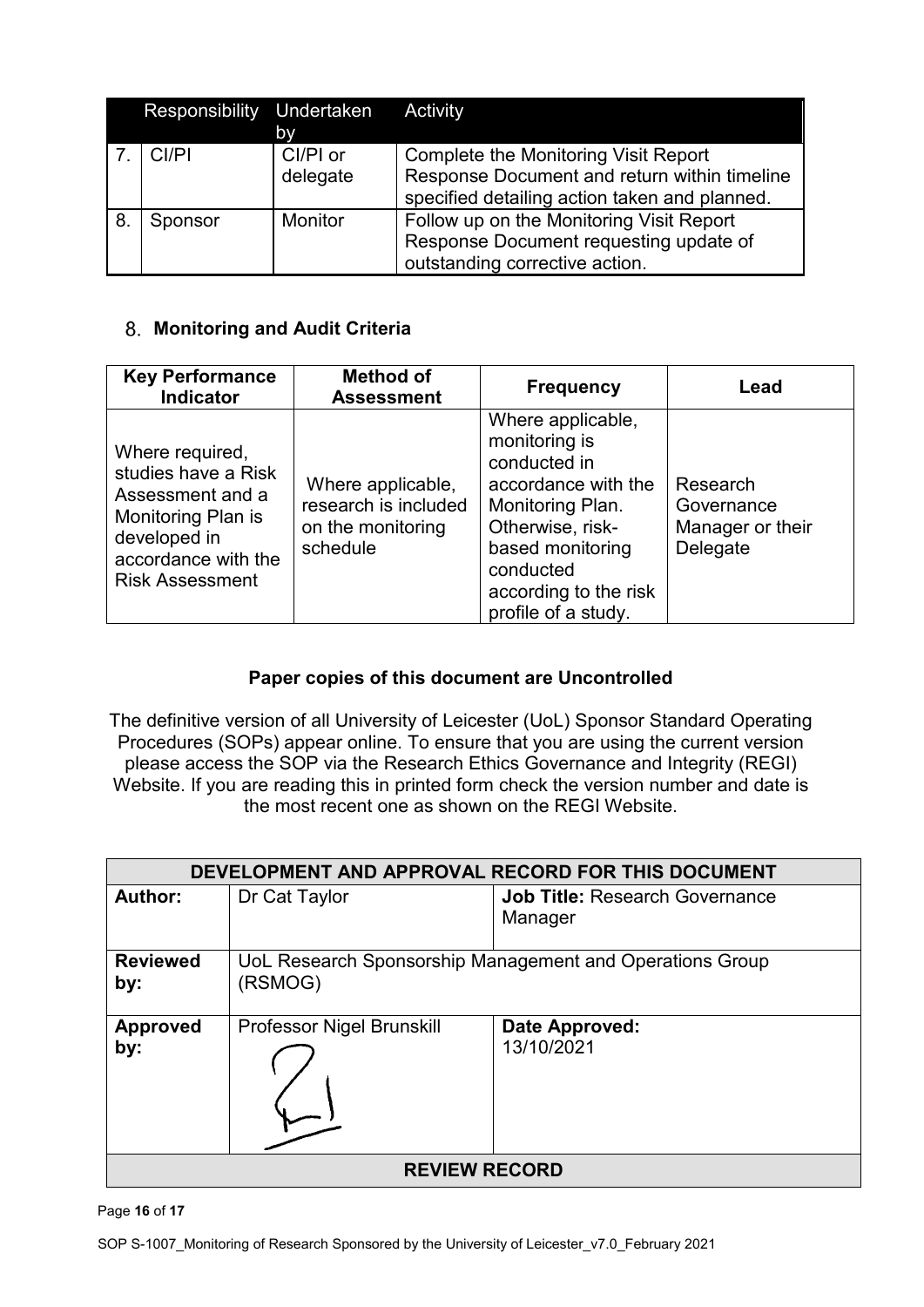| | Responsibility | Undertaken by | Activity |
|---|---|---|---|
| 7. | CI/PI | CI/PI or delegate | Complete the Monitoring Visit Report Response Document and return within timeline specified detailing action taken and planned. |
| 8. | Sponsor | Monitor | Follow up on the Monitoring Visit Report Response Document requesting update of outstanding corrective action. |

## 8. Monitoring and Audit Criteria

| Key Performance Indicator | Method of Assessment | Frequency | Lead |
|---|---|---|---|
| Where required, studies have a Risk Assessment and a Monitoring Plan is developed in accordance with the Risk Assessment | Where applicable, research is included on the monitoring schedule | Where applicable, monitoring is conducted in accordance with the Monitoring Plan. Otherwise, risk-based monitoring conducted according to the risk profile of a study. | Research Governance Manager or their Delegate |

**Paper copies of this document are Uncontrolled**

The definitive version of all University of Leicester (UoL) Sponsor Standard Operating Procedures (SOPs) appear online. To ensure that you are using the current version please access the SOP via the Research Ethics Governance and Integrity (REGI) Website. If you are reading this in printed form check the version number and date is the most recent one as shown on the REGI Website.

| DEVELOPMENT AND APPROVAL RECORD FOR THIS DOCUMENT | | |
|---|---|---|
| **Author:** | Dr Cat Taylor | **Job Title:** Research Governance Manager |
| **Reviewed by:** | UoL Research Sponsorship Management and Operations Group (RSMOG) | |
| **Approved by:** | Professor Nigel Brunskill | **Date Approved:** 13/10/2021 |
| **REVIEW RECORD** | | |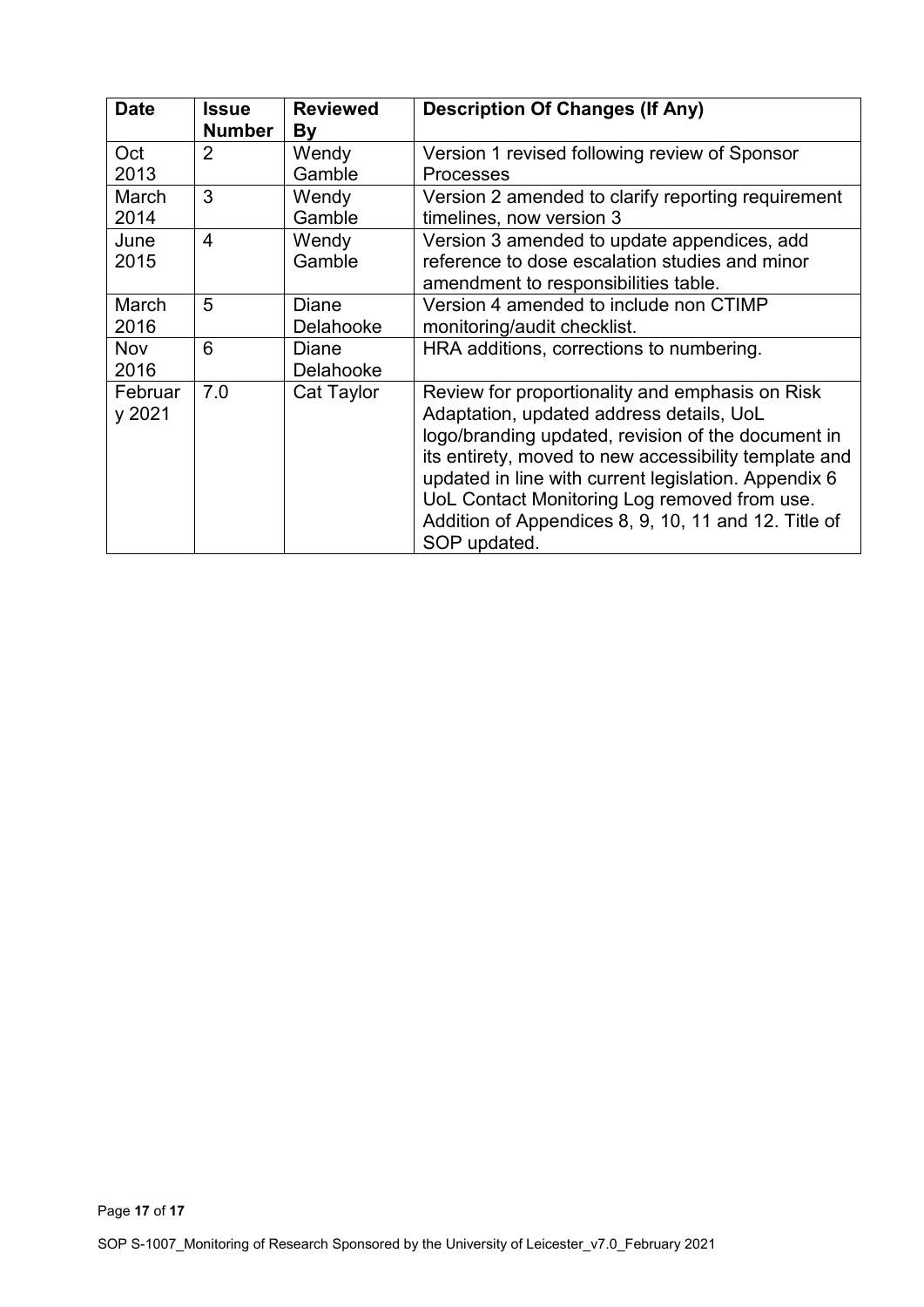| Date | Issue Number | Reviewed By | Description Of Changes (If Any) |
|---|---|---|---|
| Oct 2013 | 2 | Wendy Gamble | Version 1 revised following review of Sponsor Processes |
| March 2014 | 3 | Wendy Gamble | Version 2 amended to clarify reporting requirement timelines, now version 3 |
| June 2015 | 4 | Wendy Gamble | Version 3 amended to update appendices, add reference to dose escalation studies and minor amendment to responsibilities table. |
| March 2016 | 5 | Diane Delahooke | Version 4 amended to include non CTIMP monitoring/audit checklist. |
| Nov 2016 | 6 | Diane Delahooke | HRA additions, corrections to numbering. |
| February 2021 | 7.0 | Cat Taylor | Review for proportionality and emphasis on Risk Adaptation, updated address details, UoL logo/branding updated, revision of the document in its entirety, moved to new accessibility template and updated in line with current legislation. Appendix 6 UoL Contact Monitoring Log removed from use. Addition of Appendices 8, 9, 10, 11 and 12. Title of SOP updated. |